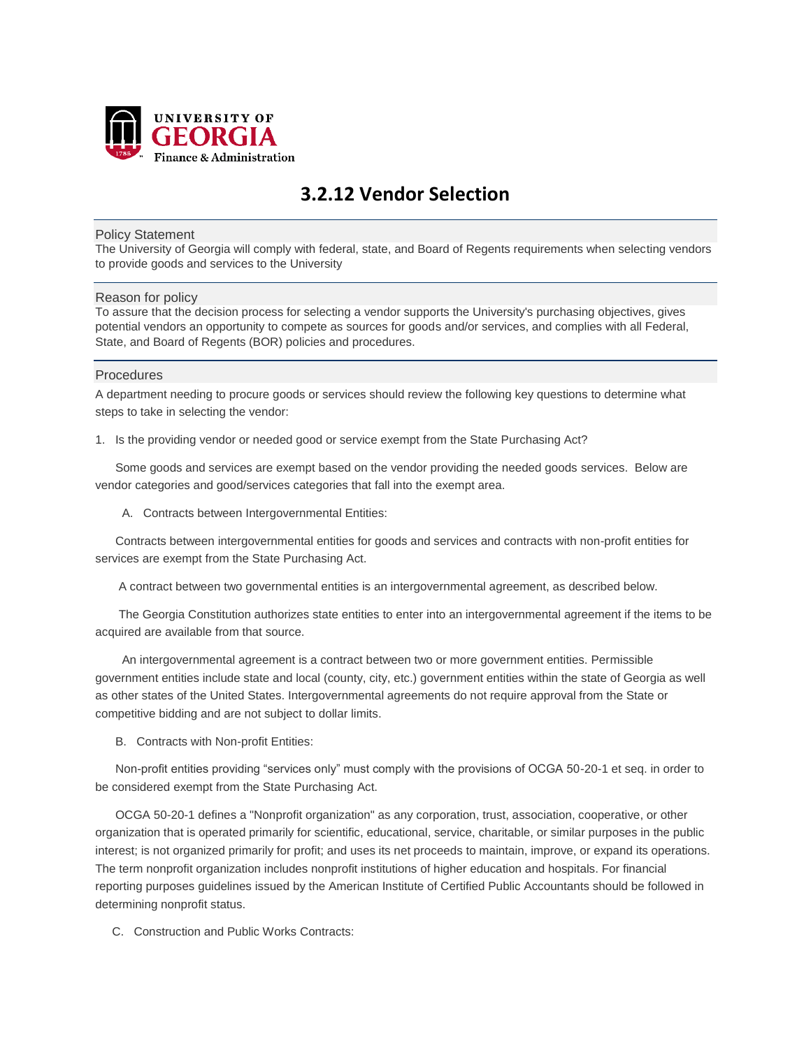UNIVERSITY OF
GEORGIA
Finance & Administration

# 3.2.12 Vendor Selection

## Policy Statement

The University of Georgia will comply with federal, state, and Board of Regents requirements when selecting vendors to provide goods and services to the University

## Reason for policy

To assure that the decision process for selecting a vendor supports the University's purchasing objectives, gives potential vendors an opportunity to compete as sources for goods and/or services, and complies with all Federal, State, and Board of Regents (BOR) policies and procedures.

## Procedures

A department needing to procure goods or services should review the following key questions to determine what steps to take in selecting the vendor:

1. Is the providing vendor or needed good or service exempt from the State Purchasing Act?

Some goods and services are exempt based on the vendor providing the needed goods services. Below are vendor categories and good/services categories that fall into the exempt area.

A. Contracts between Intergovernmental Entities:

Contracts between intergovernmental entities for goods and services and contracts with non-profit entities for services are exempt from the State Purchasing Act.

A contract between two governmental entities is an intergovernmental agreement, as described below.

The Georgia Constitution authorizes state entities to enter into an intergovernmental agreement if the items to be acquired are available from that source.

An intergovernmental agreement is a contract between two or more government entities. Permissible government entities include state and local (county, city, etc.) government entities within the state of Georgia as well as other states of the United States. Intergovernmental agreements do not require approval from the State or competitive bidding and are not subject to dollar limits.

B. Contracts with Non-profit Entities:

Non-profit entities providing "services only" must comply with the provisions of OCGA 50-20-1 et seq. in order to be considered exempt from the State Purchasing Act.

OCGA 50-20-1 defines a "Nonprofit organization" as any corporation, trust, association, cooperative, or other organization that is operated primarily for scientific, educational, service, charitable, or similar purposes in the public interest; is not organized primarily for profit; and uses its net proceeds to maintain, improve, or expand its operations. The term nonprofit organization includes nonprofit institutions of higher education and hospitals. For financial reporting purposes guidelines issued by the American Institute of Certified Public Accountants should be followed in determining nonprofit status.

C. Construction and Public Works Contracts: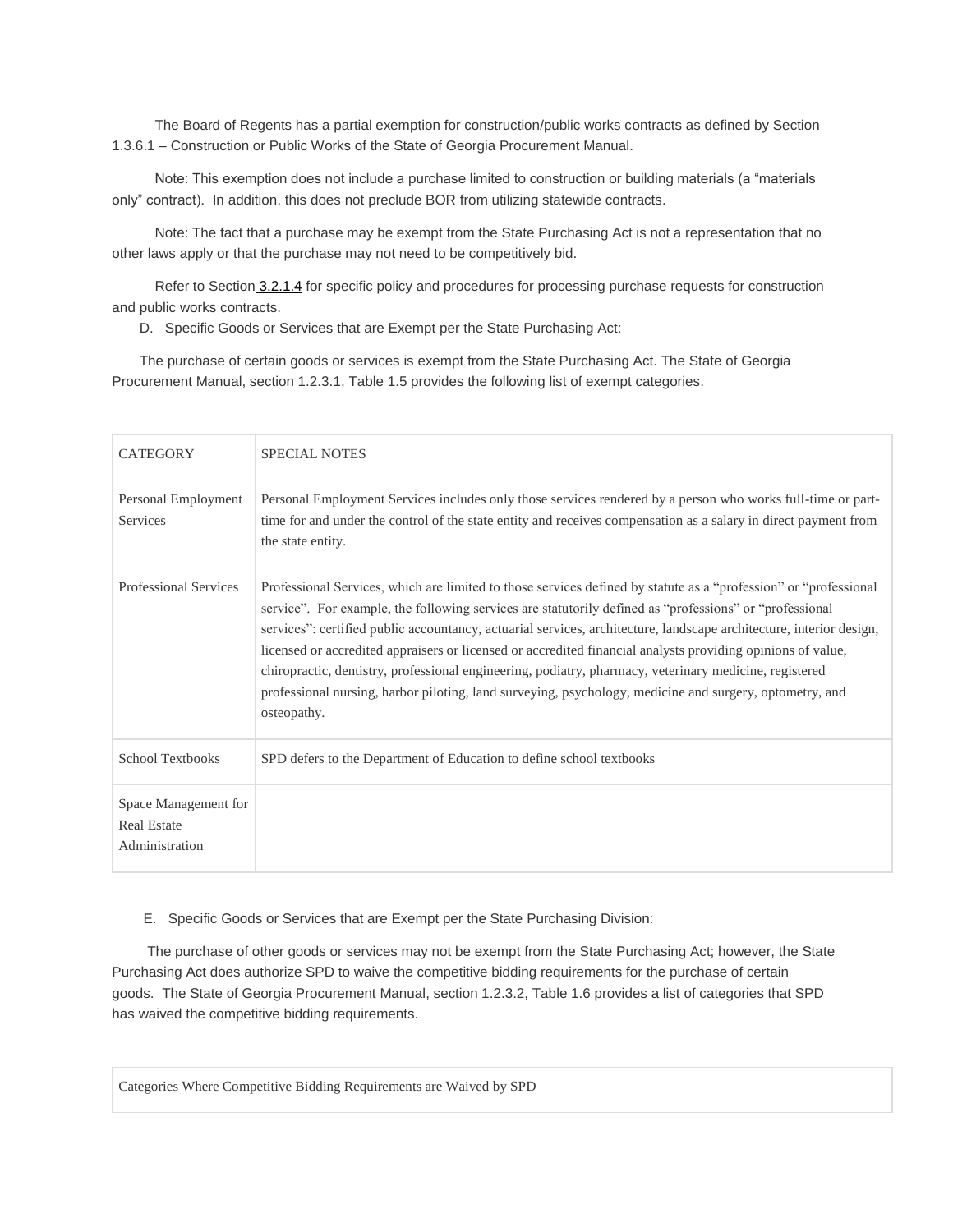The Board of Regents has a partial exemption for construction/public works contracts as defined by Section 1.3.6.1 – Construction or Public Works of the State of Georgia Procurement Manual.

Note: This exemption does not include a purchase limited to construction or building materials (a "materials only" contract). In addition, this does not preclude BOR from utilizing statewide contracts.

Note: The fact that a purchase may be exempt from the State Purchasing Act is not a representation that no other laws apply or that the purchase may not need to be competitively bid.

Refer to Section 3.2.1.4 for specific policy and procedures for processing purchase requests for construction and public works contracts.

D. Specific Goods or Services that are Exempt per the State Purchasing Act:

The purchase of certain goods or services is exempt from the State Purchasing Act. The State of Georgia Procurement Manual, section 1.2.3.1, Table 1.5 provides the following list of exempt categories.

| CATEGORY | SPECIAL NOTES |
|---|---|
| Personal Employment Services | Personal Employment Services includes only those services rendered by a person who works full-time or part-time for and under the control of the state entity and receives compensation as a salary in direct payment from the state entity. |
| Professional Services | Professional Services, which are limited to those services defined by statute as a "profession" or "professional service". For example, the following services are statutorily defined as "professions" or "professional services": certified public accountancy, actuarial services, architecture, landscape architecture, interior design, licensed or accredited appraisers or licensed or accredited financial analysts providing opinions of value, chiropractic, dentistry, professional engineering, podiatry, pharmacy, veterinary medicine, registered professional nursing, harbor piloting, land surveying, psychology, medicine and surgery, optometry, and osteopathy. |
| School Textbooks | SPD defers to the Department of Education to define school textbooks |
| Space Management for Real Estate Administration | |

E. Specific Goods or Services that are Exempt per the State Purchasing Division:

The purchase of other goods or services may not be exempt from the State Purchasing Act; however, the State Purchasing Act does authorize SPD to waive the competitive bidding requirements for the purchase of certain goods. The State of Georgia Procurement Manual, section 1.2.3.2, Table 1.6 provides a list of categories that SPD has waived the competitive bidding requirements.

| Categories Where Competitive Bidding Requirements are Waived by SPD |
|---|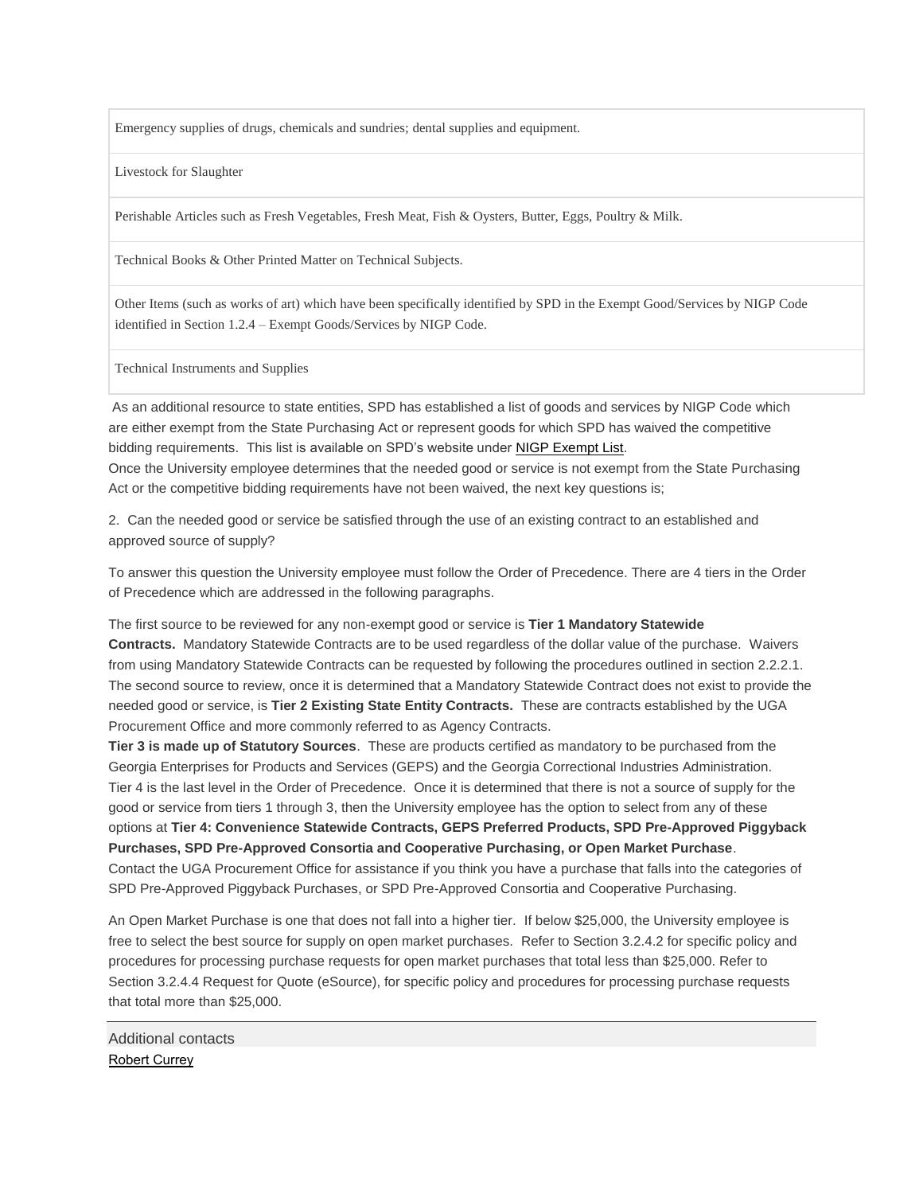| |
|---|
| Emergency supplies of drugs, chemicals and sundries; dental supplies and equipment. |
| Livestock for Slaughter |
| Perishable Articles such as Fresh Vegetables, Fresh Meat, Fish & Oysters, Butter, Eggs, Poultry & Milk. |
| Technical Books & Other Printed Matter on Technical Subjects. |
| Other Items (such as works of art) which have been specifically identified by SPD in the Exempt Good/Services by NIGP Code identified in Section 1.2.4 – Exempt Goods/Services by NIGP Code. |
| Technical Instruments and Supplies |

As an additional resource to state entities, SPD has established a list of goods and services by NIGP Code which are either exempt from the State Purchasing Act or represent goods for which SPD has waived the competitive bidding requirements. This list is available on SPD's website under NIGP Exempt List.
Once the University employee determines that the needed good or service is not exempt from the State Purchasing Act or the competitive bidding requirements have not been waived, the next key questions is;

2. Can the needed good or service be satisfied through the use of an existing contract to an established and approved source of supply?

To answer this question the University employee must follow the Order of Precedence. There are 4 tiers in the Order of Precedence which are addressed in the following paragraphs.

The first source to be reviewed for any non-exempt good or service is **Tier 1 Mandatory Statewide Contracts.** Mandatory Statewide Contracts are to be used regardless of the dollar value of the purchase. Waivers from using Mandatory Statewide Contracts can be requested by following the procedures outlined in section 2.2.2.1. The second source to review, once it is determined that a Mandatory Statewide Contract does not exist to provide the needed good or service, is **Tier 2 Existing State Entity Contracts.** These are contracts established by the UGA Procurement Office and more commonly referred to as Agency Contracts.
**Tier 3 is made up of Statutory Sources**. These are products certified as mandatory to be purchased from the Georgia Enterprises for Products and Services (GEPS) and the Georgia Correctional Industries Administration.
Tier 4 is the last level in the Order of Precedence. Once it is determined that there is not a source of supply for the good or service from tiers 1 through 3, then the University employee has the option to select from any of these options at **Tier 4: Convenience Statewide Contracts, GEPS Preferred Products, SPD Pre-Approved Piggyback Purchases, SPD Pre-Approved Consortia and Cooperative Purchasing, or Open Market Purchase**.
Contact the UGA Procurement Office for assistance if you think you have a purchase that falls into the categories of SPD Pre-Approved Piggyback Purchases, or SPD Pre-Approved Consortia and Cooperative Purchasing.

An Open Market Purchase is one that does not fall into a higher tier. If below $25,000, the University employee is free to select the best source for supply on open market purchases. Refer to Section 3.2.4.2 for specific policy and procedures for processing purchase requests for open market purchases that total less than $25,000. Refer to Section 3.2.4.4 Request for Quote (eSource), for specific policy and procedures for processing purchase requests that total more than $25,000.

---

Additional contacts

Robert Currey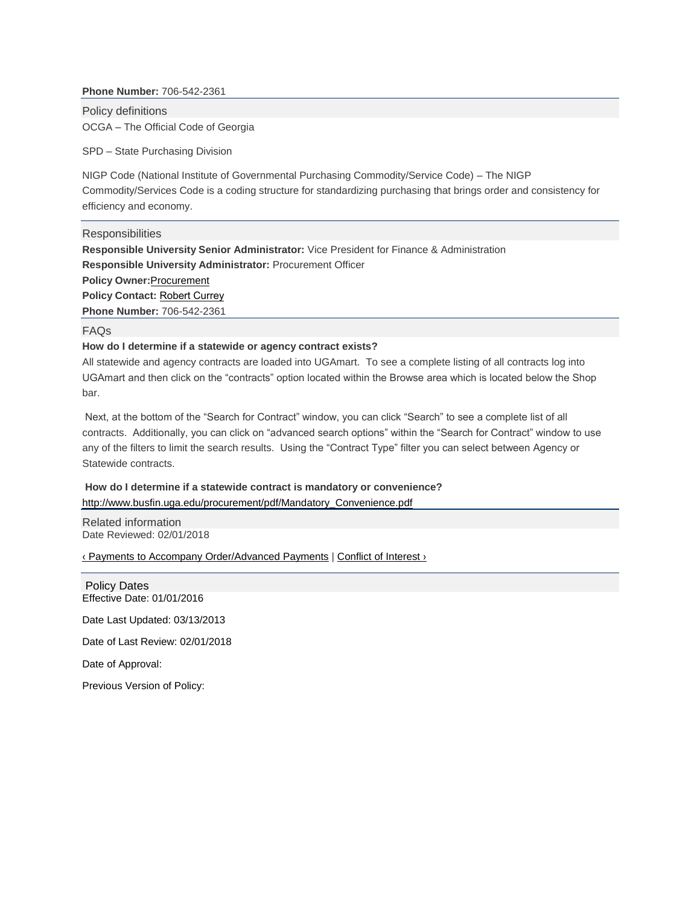**Phone Number:** 706-542-2361

## Policy definitions

OCGA – The Official Code of Georgia

SPD – State Purchasing Division

NIGP Code (National Institute of Governmental Purchasing Commodity/Service Code) – The NIGP Commodity/Services Code is a coding structure for standardizing purchasing that brings order and consistency for efficiency and economy.

## Responsibilities

**Responsible University Senior Administrator:** Vice President for Finance & Administration

**Responsible University Administrator:** Procurement Officer

**Policy Owner:** Procurement

**Policy Contact:** Robert Currey

**Phone Number:** 706-542-2361

## FAQs

**How do I determine if a statewide or agency contract exists?**

All statewide and agency contracts are loaded into UGAmart. To see a complete listing of all contracts log into UGAmart and then click on the "contracts" option located within the Browse area which is located below the Shop bar.

Next, at the bottom of the "Search for Contract" window, you can click "Search" to see a complete list of all contracts. Additionally, you can click on "advanced search options" within the "Search for Contract" window to use any of the filters to limit the search results. Using the "Contract Type" filter you can select between Agency or Statewide contracts.

**How do I determine if a statewide contract is mandatory or convenience?**

http://www.busfin.uga.edu/procurement/pdf/Mandatory_Convenience.pdf

## Related information

Date Reviewed: 02/01/2018

‹ Payments to Accompany Order/Advanced Payments | Conflict of Interest ›

## Policy Dates

Effective Date: 01/01/2016

Date Last Updated: 03/13/2013

Date of Last Review: 02/01/2018

Date of Approval:

Previous Version of Policy: